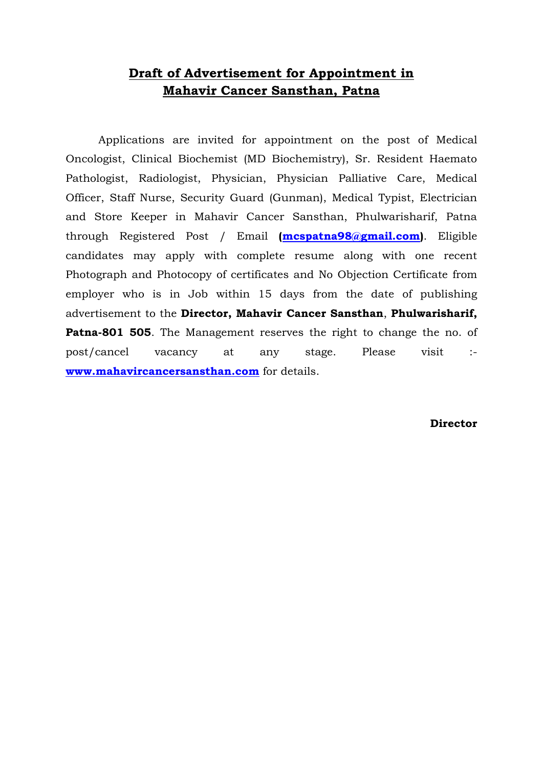# Draft of Advertisement for Appointment in Mahavir Cancer Sansthan, Patna

Applications are invited for appointment on the post of Medical Oncologist, Clinical Biochemist (MD Biochemistry), Sr. Resident Haemato Pathologist, Radiologist, Physician, Physician Palliative Care, Medical Officer, Staff Nurse, Security Guard (Gunman), Medical Typist, Electrician and Store Keeper in Mahavir Cancer Sansthan, Phulwarisharif, Patna through Registered Post / Email **(mcspatna98@gmail.com)**. Eligible candidates may apply with complete resume along with one recent Photograph and Photocopy of certificates and No Objection Certificate from employer who is in Job within 15 days from the date of publishing advertisement to the **Director, Mahavir Cancer Sansthan**, **Phulwarisharif, Patna-801 505**. The Management reserves the right to change the no. of post/cancel vacancy at any stage. Please visit :- **www.mahavircancersansthan.com** for details.

**Director**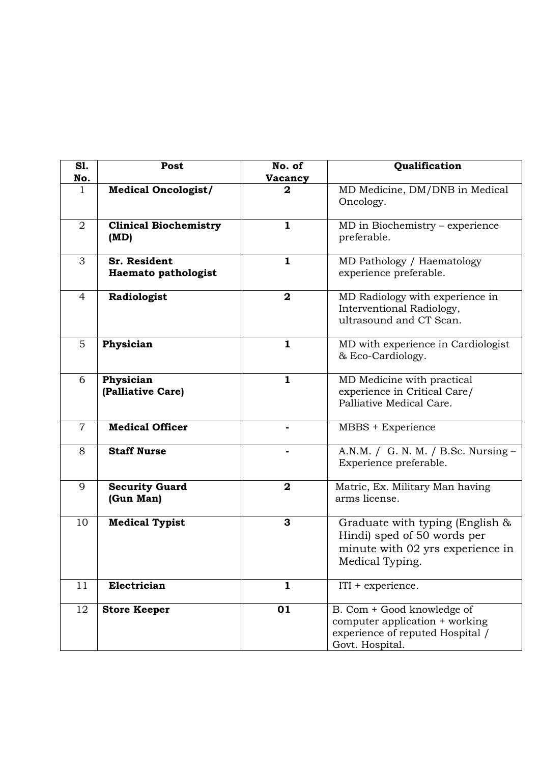| Sl. No. | Post | No. of Vacancy | Qualification |
|---|---|---|---|
| 1 | **Medical Oncologist/** | **2** | MD Medicine, DM/DNB in Medical Oncology. |
| 2 | **Clinical Biochemistry (MD)** | **1** | MD in Biochemistry – experience preferable. |
| 3 | **Sr. Resident Haemato pathologist** | **1** | MD Pathology / Haematology experience preferable. |
| 4 | **Radiologist** | **2** | MD Radiology with experience in Interventional Radiology, ultrasound and CT Scan. |
| 5 | **Physician** | **1** | MD with experience in Cardiologist & Eco-Cardiology. |
| 6 | **Physician (Palliative Care)** | **1** | MD Medicine with practical experience in Critical Care/ Palliative Medical Care. |
| 7 | **Medical Officer** | **-** | MBBS + Experience |
| 8 | **Staff Nurse** | **-** | A.N.M. / G. N. M. / B.Sc. Nursing – Experience preferable. |
| 9 | **Security Guard (Gun Man)** | **2** | Matric, Ex. Military Man having arms license. |
| 10 | **Medical Typist** | **3** | Graduate with typing (English & Hindi) sped of 50 words per minute with 02 yrs experience in Medical Typing. |
| 11 | **Electrician** | **1** | ITI + experience. |
| 12 | **Store Keeper** | **01** | B. Com + Good knowledge of computer application + working experience of reputed Hospital / Govt. Hospital. |